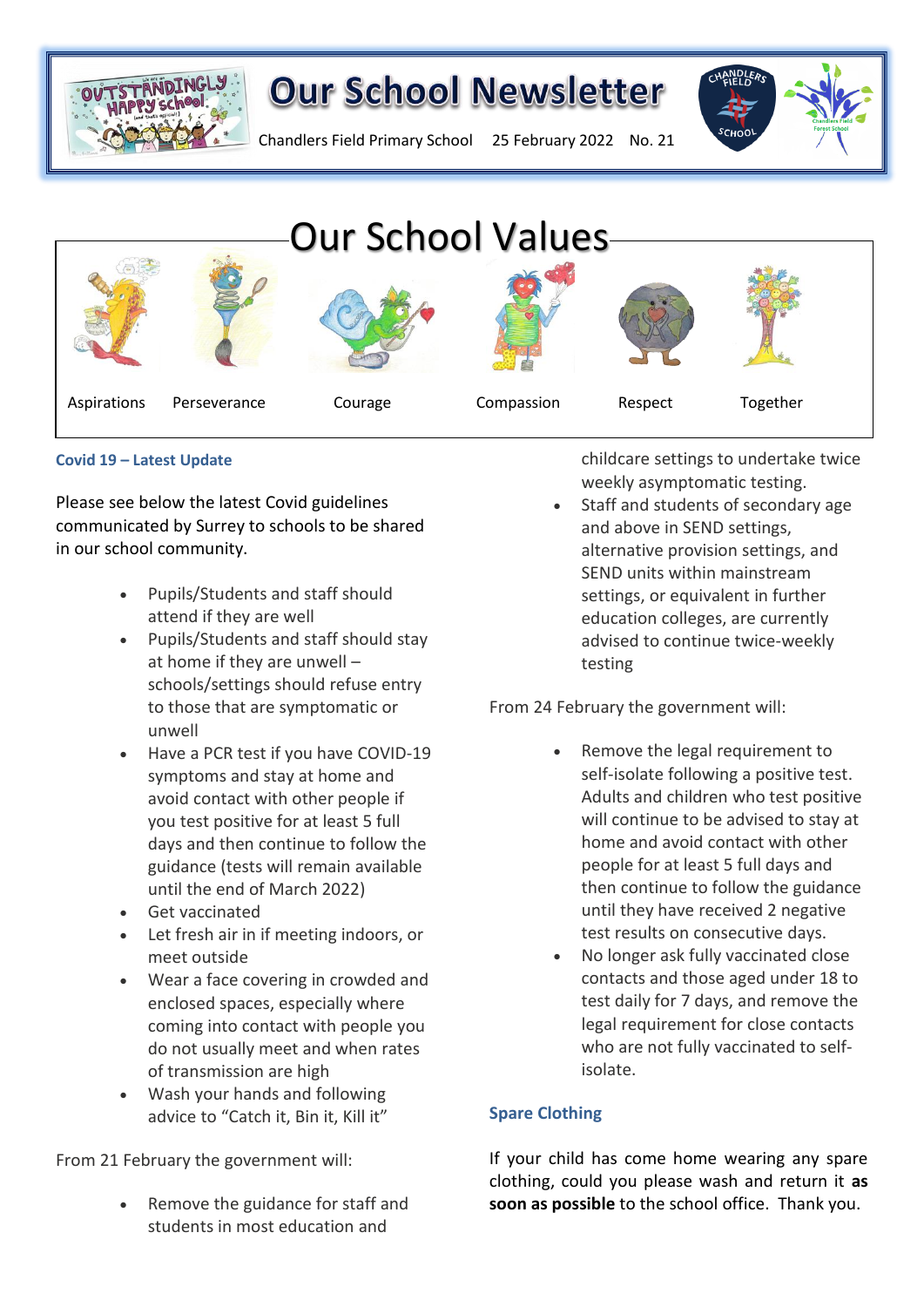# Our School Newsletter

Chandlers Field Primary School 25 February 2022 No. 21

## Our School Values

Aspirations | Perseverance | Courage | Compassion | Respect | Together

### Covid 19 – Latest Update

Please see below the latest Covid guidelines communicated by Surrey to schools to be shared in our school community.

- Pupils/Students and staff should attend if they are well
- Pupils/Students and staff should stay at home if they are unwell – schools/settings should refuse entry to those that are symptomatic or unwell
- Have a PCR test if you have COVID-19 symptoms and stay at home and avoid contact with other people if you test positive for at least 5 full days and then continue to follow the guidance (tests will remain available until the end of March 2022)
- Get vaccinated
- Let fresh air in if meeting indoors, or meet outside
- Wear a face covering in crowded and enclosed spaces, especially where coming into contact with people you do not usually meet and when rates of transmission are high
- Wash your hands and following advice to "Catch it, Bin it, Kill it"

From 21 February the government will:

- Remove the guidance for staff and students in most education and childcare settings to undertake twice weekly asymptomatic testing.
- Staff and students of secondary age and above in SEND settings, alternative provision settings, and SEND units within mainstream settings, or equivalent in further education colleges, are currently advised to continue twice-weekly testing

From 24 February the government will:

- Remove the legal requirement to self-isolate following a positive test. Adults and children who test positive will continue to be advised to stay at home and avoid contact with other people for at least 5 full days and then continue to follow the guidance until they have received 2 negative test results on consecutive days.
- No longer ask fully vaccinated close contacts and those aged under 18 to test daily for 7 days, and remove the legal requirement for close contacts who are not fully vaccinated to self-isolate.

### Spare Clothing

If your child has come home wearing any spare clothing, could you please wash and return it **as soon as possible** to the school office. Thank you.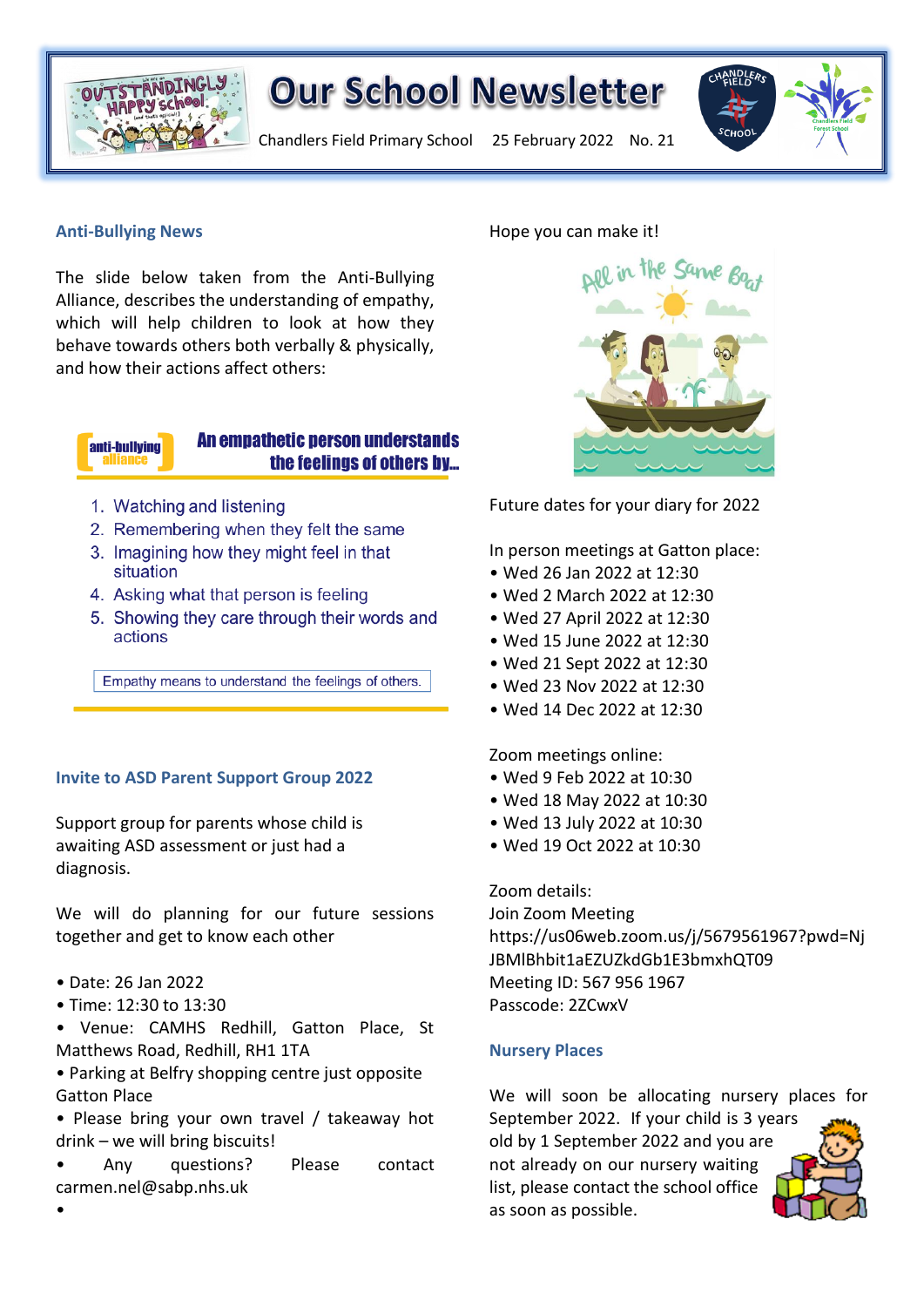# Our School Newsletter

Chandlers Field Primary School 25 February 2022 No. 21

## Anti-Bullying News

The slide below taken from the Anti-Bullying Alliance, describes the understanding of empathy, which will help children to look at how they behave towards others both verbally & physically, and how their actions affect others:

**An empathetic person understands the feelings of others by...**

1. Watching and listening
2. Remembering when they felt the same
3. Imagining how they might feel in that situation
4. Asking what that person is feeling
5. Showing they care through their words and actions

Empathy means to understand the feelings of others.

## Invite to ASD Parent Support Group 2022

Support group for parents whose child is awaiting ASD assessment or just had a diagnosis.

We will do planning for our future sessions together and get to know each other

- Date: 26 Jan 2022
- Time: 12:30 to 13:30
- Venue: CAMHS Redhill, Gatton Place, St Matthews Road, Redhill, RH1 1TA
- Parking at Belfry shopping centre just opposite Gatton Place
- Please bring your own travel / takeaway hot drink – we will bring biscuits!
- Any questions? Please contact carmen.nel@sabp.nhs.uk

Hope you can make it!

All in the Same Boat

Future dates for your diary for 2022

In person meetings at Gatton place:

- Wed 26 Jan 2022 at 12:30
- Wed 2 March 2022 at 12:30
- Wed 27 April 2022 at 12:30
- Wed 15 June 2022 at 12:30
- Wed 21 Sept 2022 at 12:30
- Wed 23 Nov 2022 at 12:30
- Wed 14 Dec 2022 at 12:30

Zoom meetings online:

- Wed 9 Feb 2022 at 10:30
- Wed 18 May 2022 at 10:30
- Wed 13 July 2022 at 10:30
- Wed 19 Oct 2022 at 10:30

Zoom details:
Join Zoom Meeting
https://us06web.zoom.us/j/5679561967?pwd=NjJBMlBhbit1aEZUZkdGb1E3bmxhQT09
Meeting ID: 567 956 1967
Passcode: 2ZCwxV

## Nursery Places

We will soon be allocating nursery places for September 2022. If your child is 3 years old by 1 September 2022 and you are not already on our nursery waiting list, please contact the school office as soon as possible.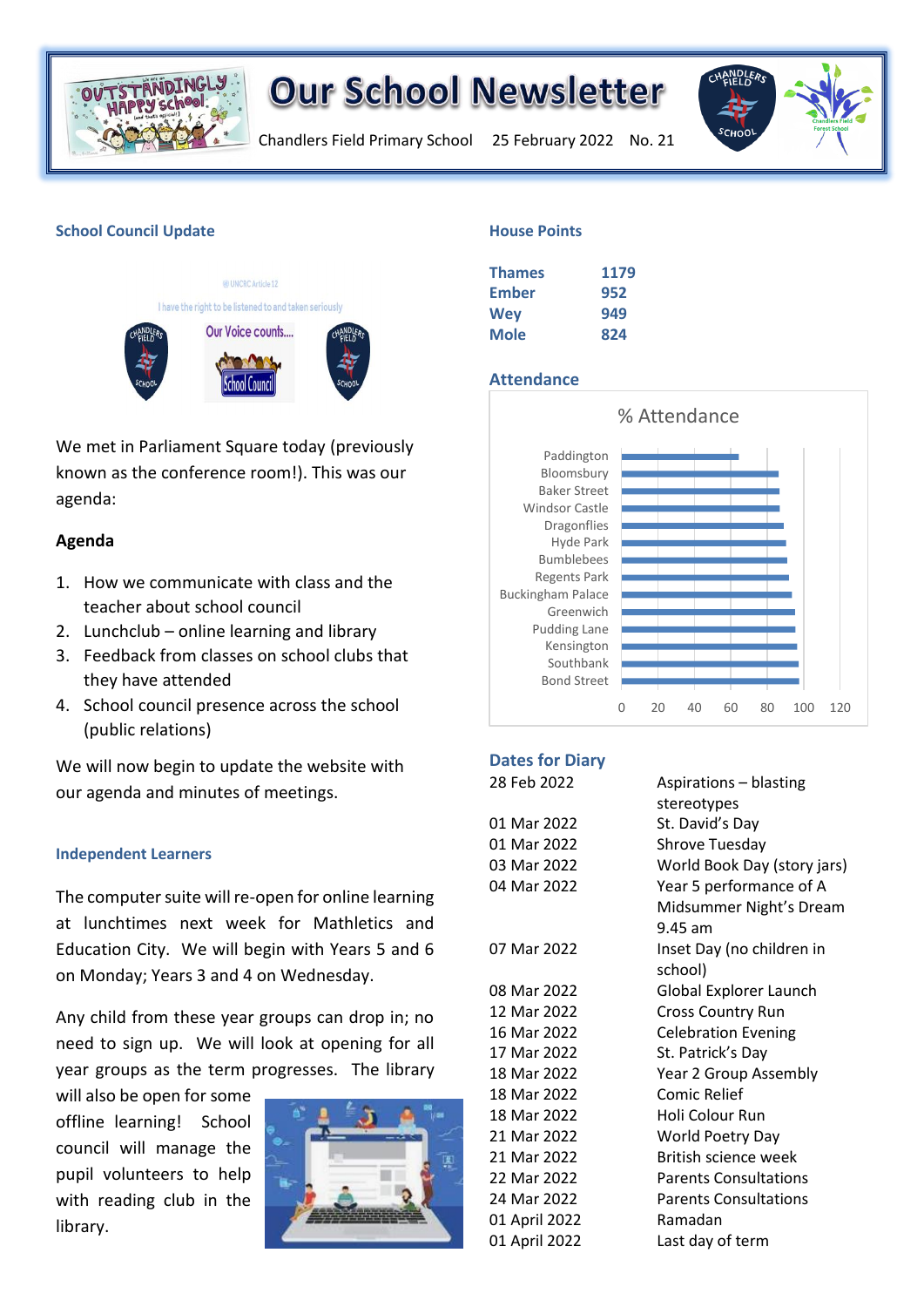# Our School Newsletter

Chandlers Field Primary School 25 February 2022 No. 21

## School Council Update

I have the right to be listened to and taken seriously

Our Voice counts....

School Council

We met in Parliament Square today (previously known as the conference room!). This was our agenda:

**Agenda**

1. How we communicate with class and the teacher about school council
2. Lunchclub – online learning and library
3. Feedback from classes on school clubs that they have attended
4. School council presence across the school (public relations)

We will now begin to update the website with our agenda and minutes of meetings.

## Independent Learners

The computer suite will re-open for online learning at lunchtimes next week for Mathletics and Education City. We will begin with Years 5 and 6 on Monday; Years 3 and 4 on Wednesday.

Any child from these year groups can drop in; no need to sign up. We will look at opening for all year groups as the term progresses. The library will also be open for some offline learning! School council will manage the pupil volunteers to help with reading club in the library.

## House Points

| | |
|---|---|
| **Thames** | **1179** |
| **Ember** | **952** |
| **Wey** | **949** |
| **Mole** | **824** |

## Attendance

% Attendance

Paddington
Bloomsbury
Baker Street
Windsor Castle
Dragonflies
Hyde Park
Bumblebees
Regents Park
Buckingham Palace
Greenwich
Pudding Lane
Kensington
Southbank
Bond Street

0 20 40 60 80 100 120

## Dates for Diary

| | |
|---|---|
| 28 Feb 2022 | Aspirations – blasting stereotypes |
| 01 Mar 2022 | St. David's Day |
| 01 Mar 2022 | Shrove Tuesday |
| 03 Mar 2022 | World Book Day (story jars) |
| 04 Mar 2022 | Year 5 performance of A Midsummer Night's Dream 9.45 am |
| 07 Mar 2022 | Inset Day (no children in school) |
| 08 Mar 2022 | Global Explorer Launch |
| 12 Mar 2022 | Cross Country Run |
| 16 Mar 2022 | Celebration Evening |
| 17 Mar 2022 | St. Patrick's Day |
| 18 Mar 2022 | Year 2 Group Assembly |
| 18 Mar 2022 | Comic Relief |
| 18 Mar 2022 | Holi Colour Run |
| 21 Mar 2022 | World Poetry Day |
| 21 Mar 2022 | British science week |
| 22 Mar 2022 | Parents Consultations |
| 24 Mar 2022 | Parents Consultations |
| 01 April 2022 | Ramadan |
| 01 April 2022 | Last day of term |